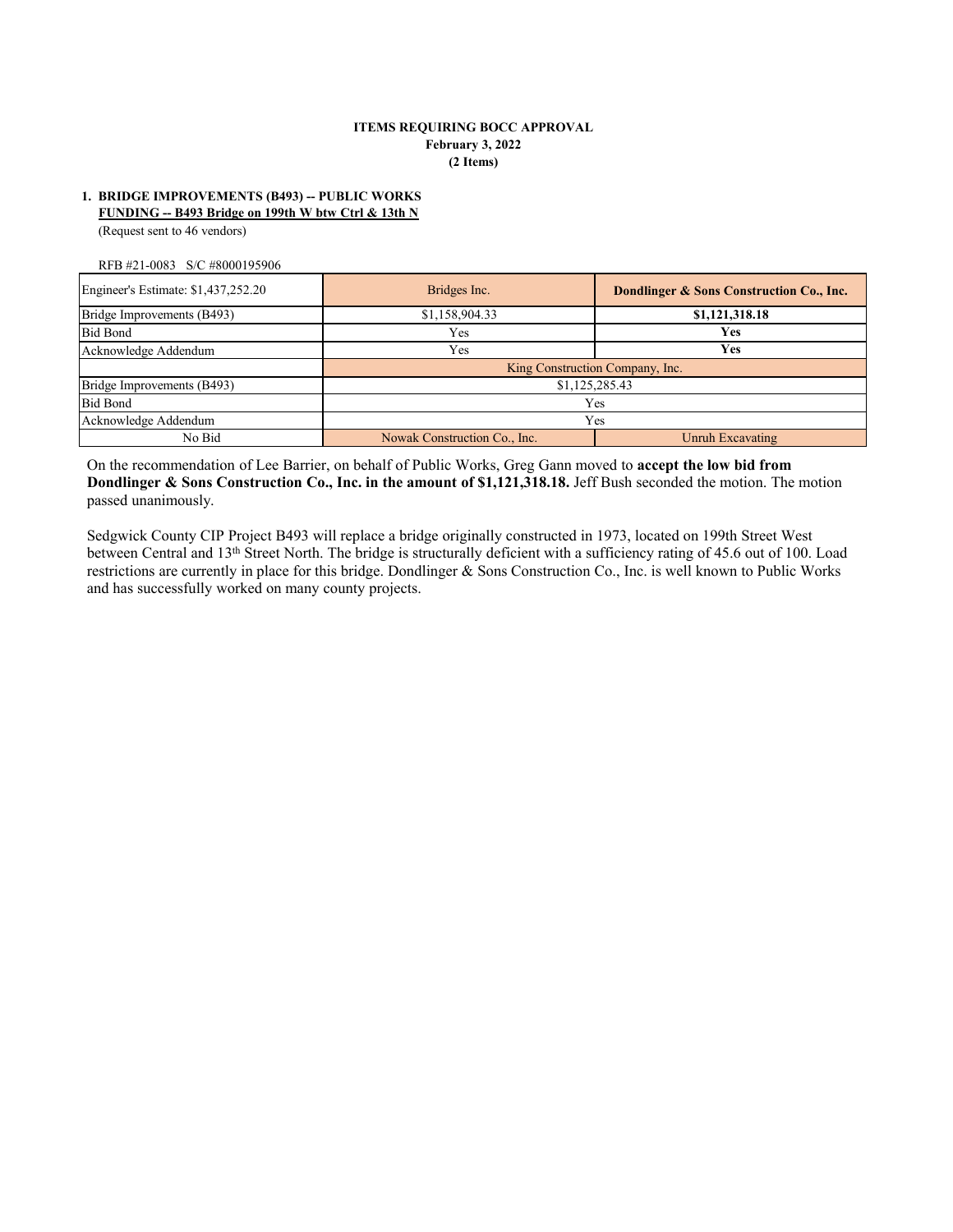**ITEMS REQUIRING BOCC APPROVAL**
**February 3, 2022**
**(2 Items)**

**1. BRIDGE IMPROVEMENTS (B493) -- PUBLIC WORKS**
**FUNDING -- B493 Bridge on 199th W btw Ctrl & 13th N**
(Request sent to 46 vendors)

RFB #21-0083 S/C #8000195906

| Engineer's Estimate: $1,437,252.20 | Bridges Inc. | **Dondlinger & Sons Construction Co., Inc.** |
|---|---|---|
| Bridge Improvements (B493) | $1,158,904.33 | **$1,121,318.18** |
| Bid Bond | Yes | **Yes** |
| Acknowledge Addendum | Yes | **Yes** |
| | King Construction Company, Inc. | |
| Bridge Improvements (B493) | $1,125,285.43 | |
| Bid Bond | Yes | |
| Acknowledge Addendum | Yes | |
| No Bid | Nowak Construction Co., Inc. | Unruh Excavating |

On the recommendation of Lee Barrier, on behalf of Public Works, Greg Gann moved to **accept the low bid from Dondlinger & Sons Construction Co., Inc. in the amount of $1,121,318.18.** Jeff Bush seconded the motion. The motion passed unanimously.

Sedgwick County CIP Project B493 will replace a bridge originally constructed in 1973, located on 199th Street West between Central and 13th Street North. The bridge is structurally deficient with a sufficiency rating of 45.6 out of 100. Load restrictions are currently in place for this bridge. Dondlinger & Sons Construction Co., Inc. is well known to Public Works and has successfully worked on many county projects.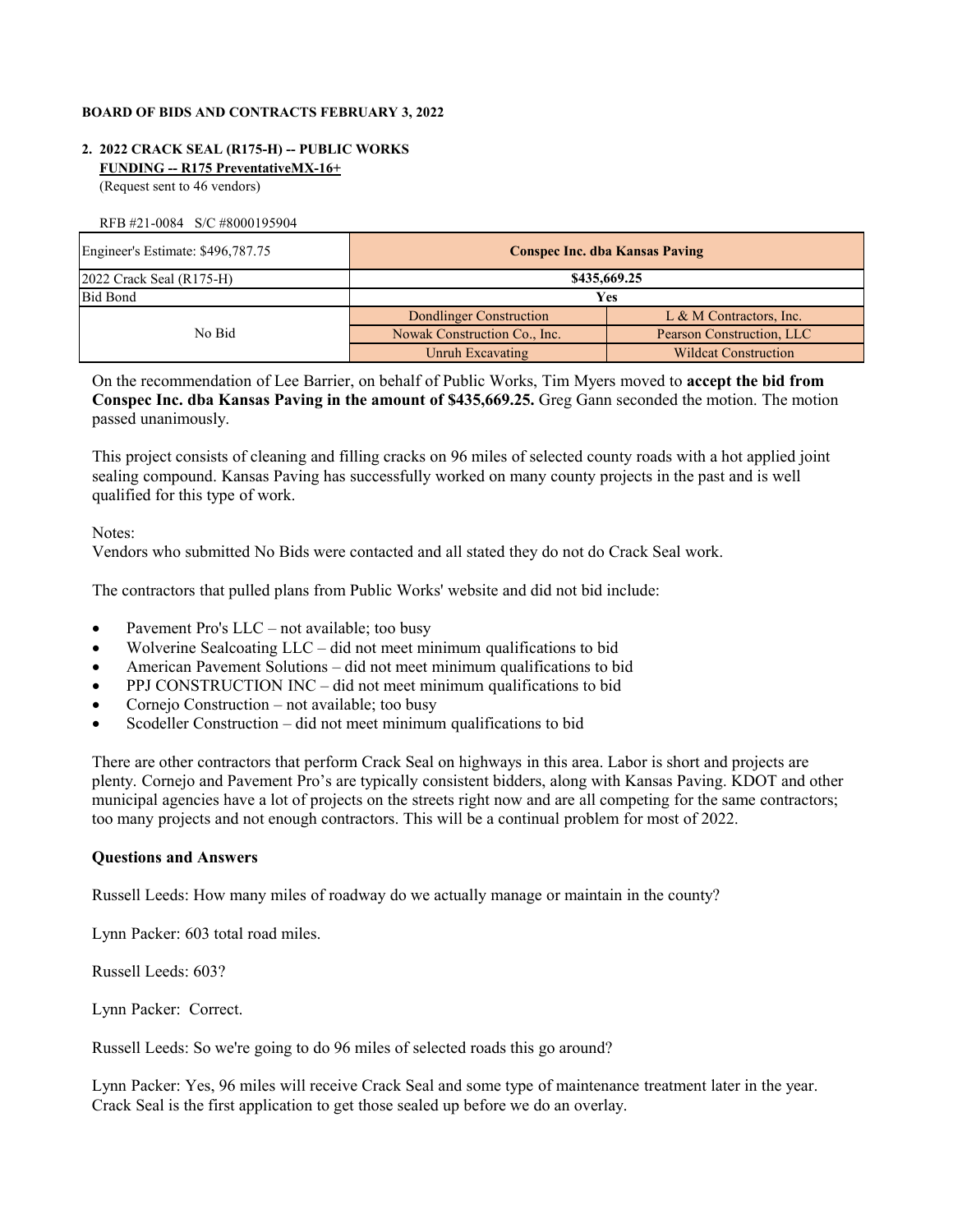**BOARD OF BIDS AND CONTRACTS FEBRUARY 3, 2022**

**2. 2022 CRACK SEAL (R175-H) -- PUBLIC WORKS**
**FUNDING -- R175 PreventativeMX-16+**
(Request sent to 46 vendors)

RFB #21-0084 S/C #8000195904

| Engineer's Estimate: $496,787.75 | **Conspec Inc. dba Kansas Paving** | |
|---|---|---|
| 2022 Crack Seal (R175-H) | **$435,669.25** | |
| Bid Bond | **Yes** | |
| No Bid | Dondlinger Construction | L & M Contractors, Inc. |
| | Nowak Construction Co., Inc. | Pearson Construction, LLC |
| | Unruh Excavating | Wildcat Construction |

On the recommendation of Lee Barrier, on behalf of Public Works, Tim Myers moved to **accept the bid from Conspec Inc. dba Kansas Paving in the amount of $435,669.25.** Greg Gann seconded the motion. The motion passed unanimously.

This project consists of cleaning and filling cracks on 96 miles of selected county roads with a hot applied joint sealing compound. Kansas Paving has successfully worked on many county projects in the past and is well qualified for this type of work.

Notes:
Vendors who submitted No Bids were contacted and all stated they do not do Crack Seal work.

The contractors that pulled plans from Public Works' website and did not bid include:

- Pavement Pro's LLC – not available; too busy
- Wolverine Sealcoating LLC – did not meet minimum qualifications to bid
- American Pavement Solutions – did not meet minimum qualifications to bid
- PPJ CONSTRUCTION INC – did not meet minimum qualifications to bid
- Cornejo Construction – not available; too busy
- Scodeller Construction – did not meet minimum qualifications to bid

There are other contractors that perform Crack Seal on highways in this area. Labor is short and projects are plenty. Cornejo and Pavement Pro's are typically consistent bidders, along with Kansas Paving. KDOT and other municipal agencies have a lot of projects on the streets right now and are all competing for the same contractors; too many projects and not enough contractors. This will be a continual problem for most of 2022.

**Questions and Answers**

Russell Leeds: How many miles of roadway do we actually manage or maintain in the county?

Lynn Packer: 603 total road miles.

Russell Leeds: 603?

Lynn Packer: Correct.

Russell Leeds: So we're going to do 96 miles of selected roads this go around?

Lynn Packer: Yes, 96 miles will receive Crack Seal and some type of maintenance treatment later in the year. Crack Seal is the first application to get those sealed up before we do an overlay.